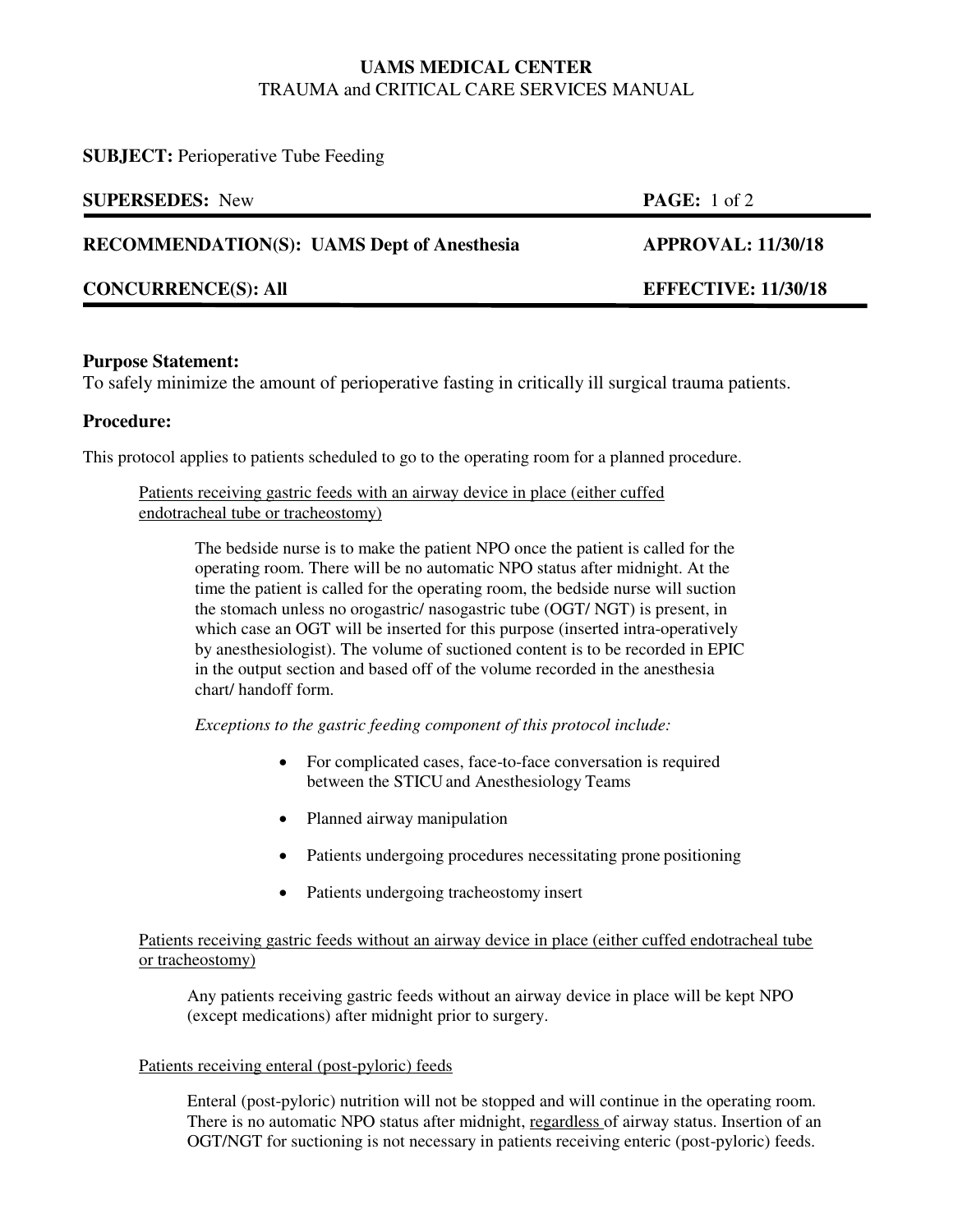# UAMS MEDICAL CENTER
TRAUMA and CRITICAL CARE SERVICES MANUAL

**SUBJECT:** Perioperative Tube Feeding

| | |
|---|---|
| **SUPERSEDES:** New | **PAGE:** 1 of 2 |
| **RECOMMENDATION(S): UAMS Dept of Anesthesia** | **APPROVAL: 11/30/18** |
| **CONCURRENCE(S): All** | **EFFECTIVE: 11/30/18** |

## Purpose Statement:

To safely minimize the amount of perioperative fasting in critically ill surgical trauma patients.

## Procedure:

This protocol applies to patients scheduled to go to the operating room for a planned procedure.

Patients receiving gastric feeds with an airway device in place (either cuffed endotracheal tube or tracheostomy)

The bedside nurse is to make the patient NPO once the patient is called for the operating room. There will be no automatic NPO status after midnight. At the time the patient is called for the operating room, the bedside nurse will suction the stomach unless no orogastric/ nasogastric tube (OGT/ NGT) is present, in which case an OGT will be inserted for this purpose (inserted intra-operatively by anesthesiologist). The volume of suctioned content is to be recorded in EPIC in the output section and based off of the volume recorded in the anesthesia chart/ handoff form.

*Exceptions to the gastric feeding component of this protocol include:*

- For complicated cases, face-to-face conversation is required between the STICU and Anesthesiology Teams
- Planned airway manipulation
- Patients undergoing procedures necessitating prone positioning
- Patients undergoing tracheostomy insert

Patients receiving gastric feeds without an airway device in place (either cuffed endotracheal tube or tracheostomy)

Any patients receiving gastric feeds without an airway device in place will be kept NPO (except medications) after midnight prior to surgery.

Patients receiving enteral (post-pyloric) feeds

Enteral (post-pyloric) nutrition will not be stopped and will continue in the operating room. There is no automatic NPO status after midnight, regardless of airway status. Insertion of an OGT/NGT for suctioning is not necessary in patients receiving enteric (post-pyloric) feeds.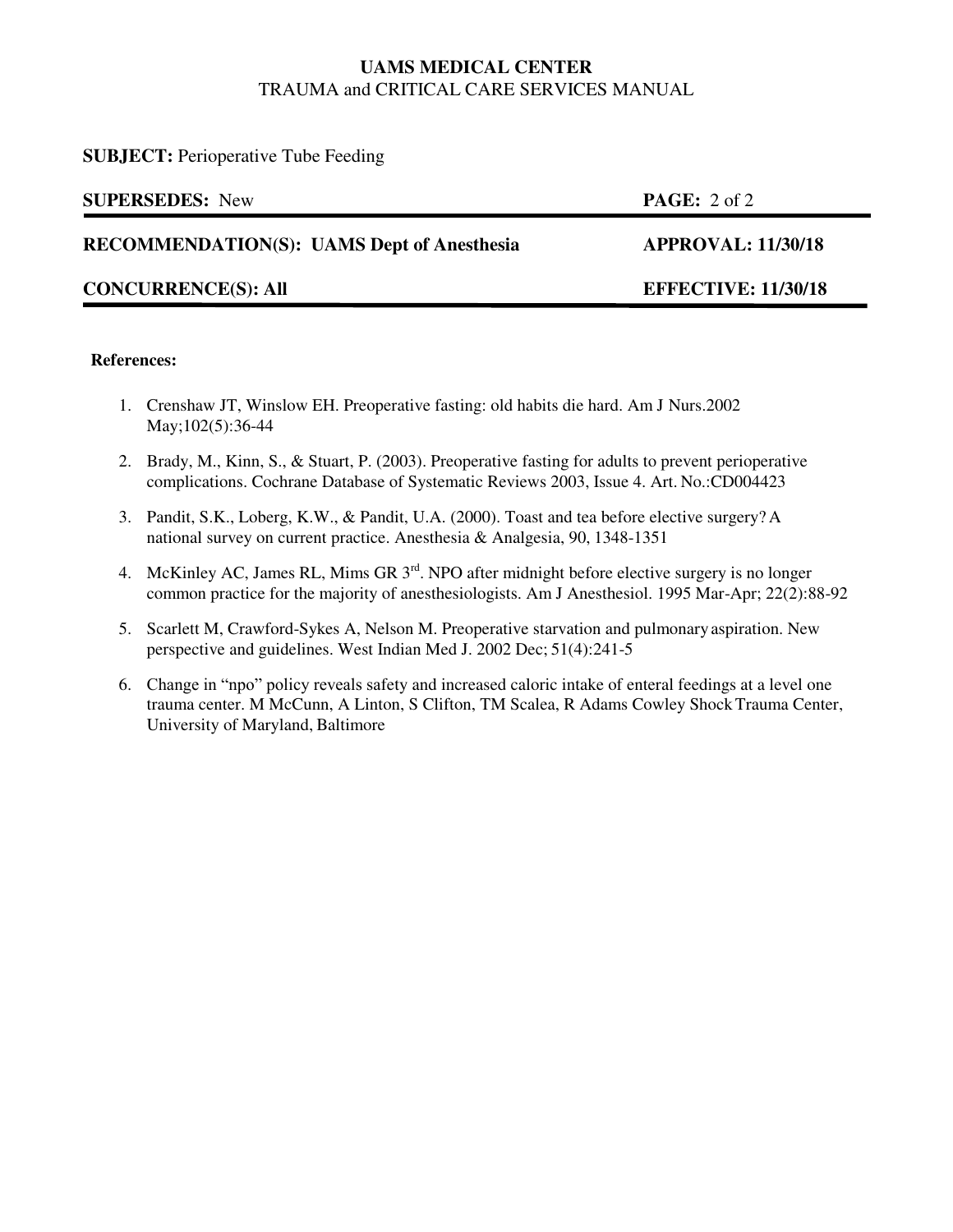**References:**

1. Crenshaw JT, Winslow EH. Preoperative fasting: old habits die hard. Am J Nurs.2002 May;102(5):36-44
2. Brady, M., Kinn, S., & Stuart, P. (2003). Preoperative fasting for adults to prevent perioperative complications. Cochrane Database of Systematic Reviews 2003, Issue 4. Art. No.:CD004423
3. Pandit, S.K., Loberg, K.W., & Pandit, U.A. (2000). Toast and tea before elective surgery? A national survey on current practice. Anesthesia & Analgesia, 90, 1348-1351
4. McKinley AC, James RL, Mims GR 3rd. NPO after midnight before elective surgery is no longer common practice for the majority of anesthesiologists. Am J Anesthesiol. 1995 Mar-Apr; 22(2):88-92
5. Scarlett M, Crawford-Sykes A, Nelson M. Preoperative starvation and pulmonary aspiration. New perspective and guidelines. West Indian Med J. 2002 Dec; 51(4):241-5
6. Change in "npo" policy reveals safety and increased caloric intake of enteral feedings at a level one trauma center. M McCunn, A Linton, S Clifton, TM Scalea, R Adams Cowley Shock Trauma Center, University of Maryland, Baltimore